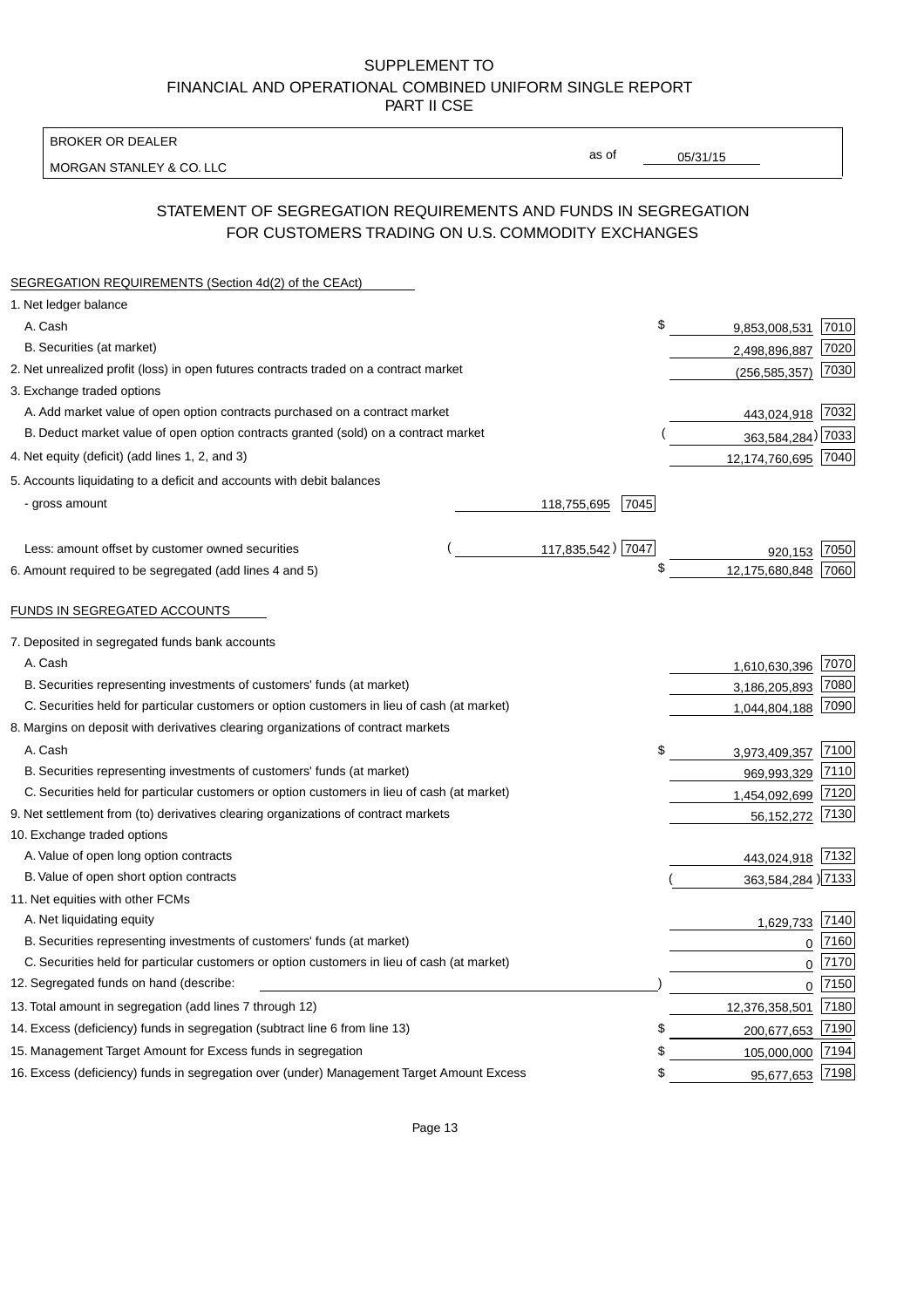SUPPLEMENT TO
FINANCIAL AND OPERATIONAL COMBINED UNIFORM SINGLE REPORT
PART II CSE

| BROKER OR DEALER | | |
|---|---|---|
| MORGAN STANLEY & CO. LLC | as of | 05/31/15 |

## STATEMENT OF SEGREGATION REQUIREMENTS AND FUNDS IN SEGREGATION FOR CUSTOMERS TRADING ON U.S. COMMODITY EXCHANGES

SEGREGATION REQUIREMENTS (Section 4d(2) of the CEAct)

| | | | | |
|---|---|---|---|---|
| 1. Net ledger balance | | | | |
| A. Cash | | | $ 9,853,008,531 | 7010 |
| B. Securities (at market) | | | 2,498,896,887 | 7020 |
| 2. Net unrealized profit (loss) in open futures contracts traded on a contract market | | | (256,585,357) | 7030 |
| 3. Exchange traded options | | | | |
| A. Add market value of open option contracts purchased on a contract market | | | 443,024,918 | 7032 |
| B. Deduct market value of open option contracts granted (sold) on a contract market | | | (363,584,284) | 7033 |
| 4. Net equity (deficit) (add lines 1, 2, and 3) | | | 12,174,760,695 | 7040 |
| 5. Accounts liquidating to a deficit and accounts with debit balances | | | | |
| - gross amount | 118,755,695 | 7045 | | |
| Less: amount offset by customer owned securities | (117,835,542) | 7047 | 920,153 | 7050 |
| 6. Amount required to be segregated (add lines 4 and 5) | | | $ 12,175,680,848 | 7060 |

FUNDS IN SEGREGATED ACCOUNTS

| | | |
|---|---|---|
| 7. Deposited in segregated funds bank accounts | | |
| A. Cash | 1,610,630,396 | 7070 |
| B. Securities representing investments of customers' funds (at market) | 3,186,205,893 | 7080 |
| C. Securities held for particular customers or option customers in lieu of cash (at market) | 1,044,804,188 | 7090 |
| 8. Margins on deposit with derivatives clearing organizations of contract markets | | |
| A. Cash | $ 3,973,409,357 | 7100 |
| B. Securities representing investments of customers' funds (at market) | 969,993,329 | 7110 |
| C. Securities held for particular customers or option customers in lieu of cash (at market) | 1,454,092,699 | 7120 |
| 9. Net settlement from (to) derivatives clearing organizations of contract markets | 56,152,272 | 7130 |
| 10. Exchange traded options | | |
| A. Value of open long option contracts | 443,024,918 | 7132 |
| B. Value of open short option contracts | (363,584,284) | 7133 |
| 11. Net equities with other FCMs | | |
| A. Net liquidating equity | 1,629,733 | 7140 |
| B. Securities representing investments of customers' funds (at market) | 0 | 7160 |
| C. Securities held for particular customers or option customers in lieu of cash (at market) | 0 | 7170 |
| 12. Segregated funds on hand (describe: ) | 0 | 7150 |
| 13. Total amount in segregation (add lines 7 through 12) | 12,376,358,501 | 7180 |
| 14. Excess (deficiency) funds in segregation (subtract line 6 from line 13) | $ 200,677,653 | 7190 |
| 15. Management Target Amount for Excess funds in segregation | $ 105,000,000 | 7194 |
| 16. Excess (deficiency) funds in segregation over (under) Management Target Amount Excess | $ 95,677,653 | 7198 |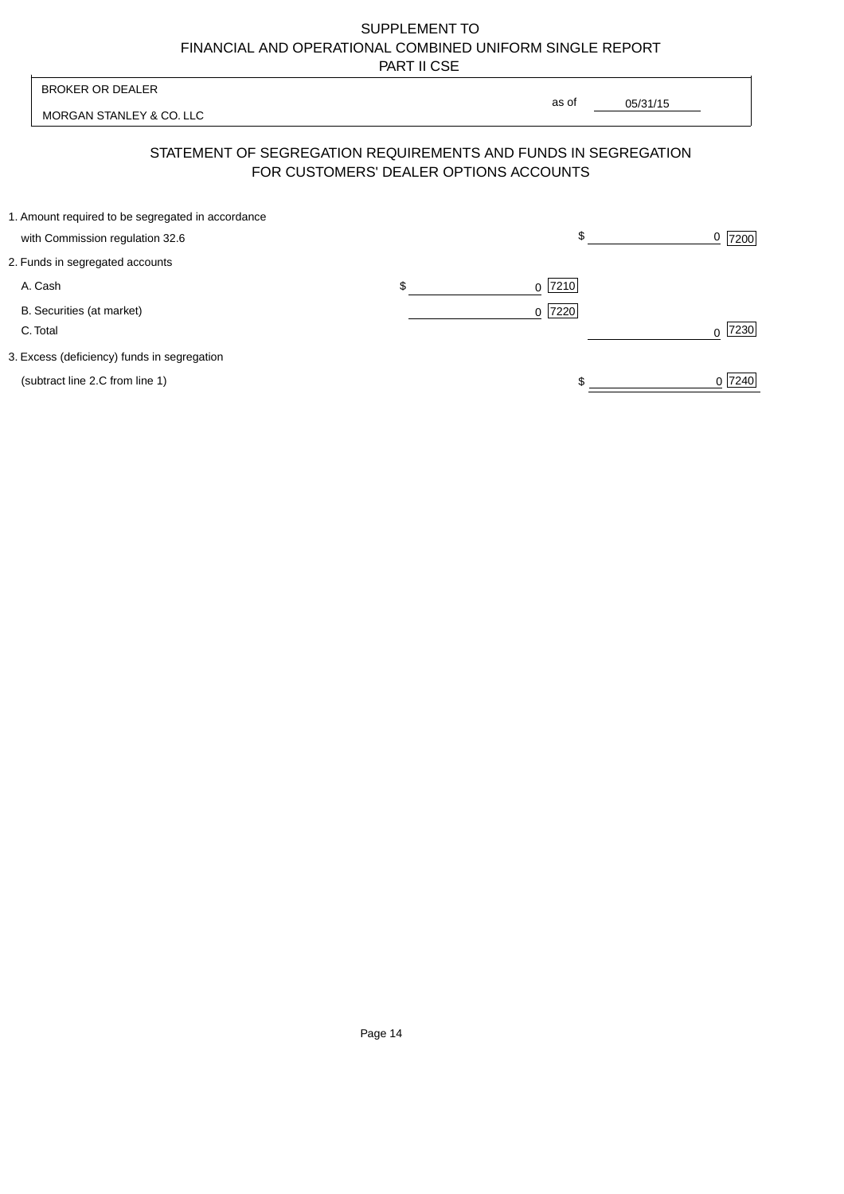SUPPLEMENT TO
FINANCIAL AND OPERATIONAL COMBINED UNIFORM SINGLE REPORT
PART II CSE

| BROKER OR DEALER | |
|---|---|
| MORGAN STANLEY & CO. LLC | as of 05/31/15 |

## STATEMENT OF SEGREGATION REQUIREMENTS AND FUNDS IN SEGREGATION FOR CUSTOMERS' DEALER OPTIONS ACCOUNTS

| | | |
|---|---|---|
| 1. Amount required to be segregated in accordance with Commission regulation 32.6 | | $ 0 [7200] |
| 2. Funds in segregated accounts | | |
| A. Cash | $ 0 [7210] | |
| B. Securities (at market) | 0 [7220] | |
| C. Total | | 0 [7230] |
| 3. Excess (deficiency) funds in segregation (subtract line 2.C from line 1) | | $ 0 [7240] |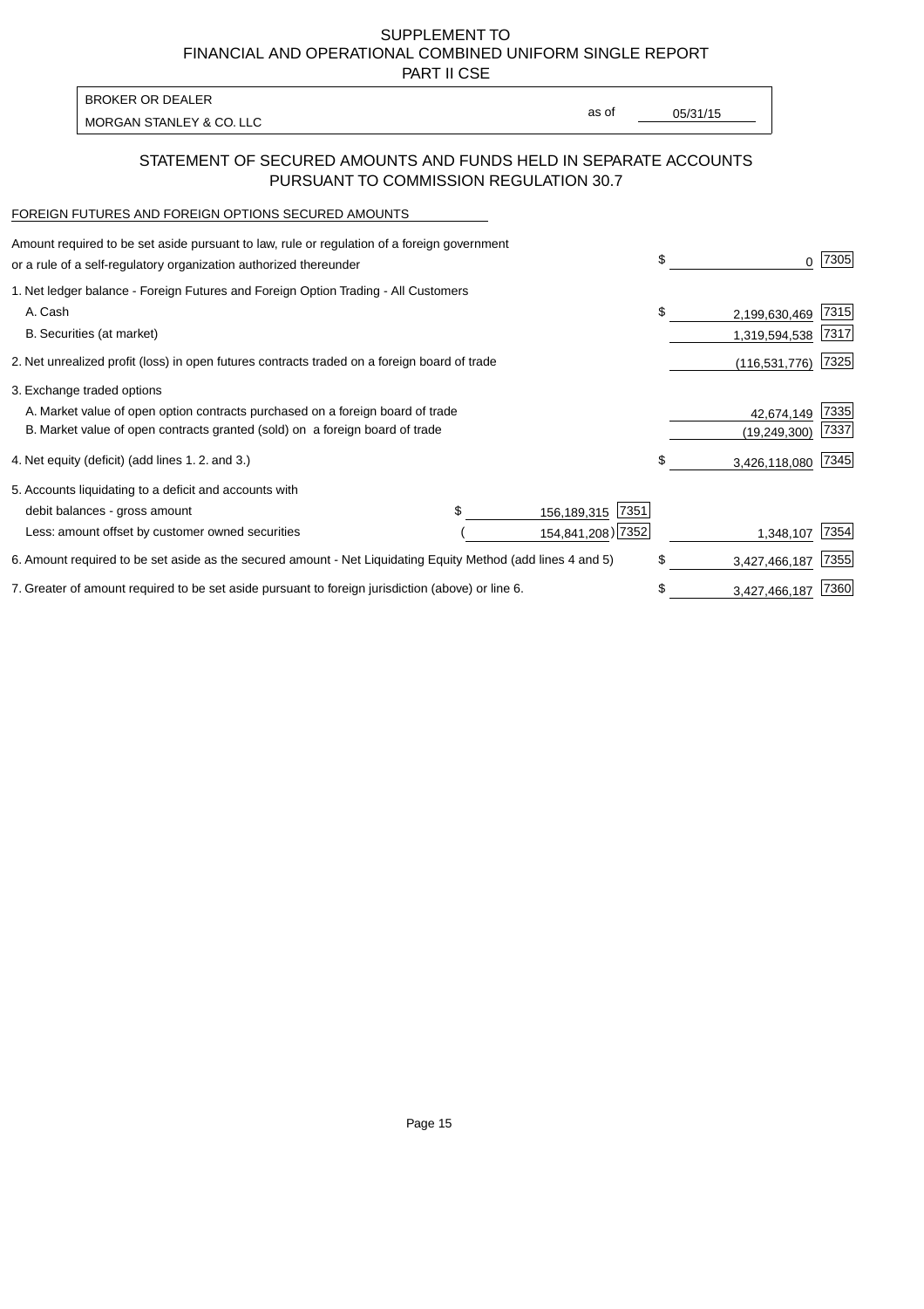SUPPLEMENT TO
FINANCIAL AND OPERATIONAL COMBINED UNIFORM SINGLE REPORT
PART II CSE

BROKER OR DEALER
MORGAN STANLEY & CO. LLC

as of 05/31/15

## STATEMENT OF SECURED AMOUNTS AND FUNDS HELD IN SEPARATE ACCOUNTS PURSUANT TO COMMISSION REGULATION 30.7

FOREIGN FUTURES AND FOREIGN OPTIONS SECURED AMOUNTS

| Item | | | Amount | Code |
|---|---|---|---|---|
| Amount required to be set aside pursuant to law, rule or regulation of a foreign government or a rule of a self-regulatory organization authorized thereunder | | | $ 0 | 7305 |
| 1. Net ledger balance - Foreign Futures and Foreign Option Trading - All Customers | | | | |
| A. Cash | | | $ 2,199,630,469 | 7315 |
| B. Securities (at market) | | | 1,319,594,538 | 7317 |
| 2. Net unrealized profit (loss) in open futures contracts traded on a foreign board of trade | | | (116,531,776) | 7325 |
| 3. Exchange traded options | | | | |
| A. Market value of open option contracts purchased on a foreign board of trade | | | 42,674,149 | 7335 |
| B. Market value of open contracts granted (sold) on a foreign board of trade | | | (19,249,300) | 7337 |
| 4. Net equity (deficit) (add lines 1. 2. and 3.) | | | $ 3,426,118,080 | 7345 |
| 5. Accounts liquidating to a deficit and accounts with | | | | |
| debit balances - gross amount | $ 156,189,315 | 7351 | | |
| Less: amount offset by customer owned securities | (154,841,208) | 7352 | 1,348,107 | 7354 |
| 6. Amount required to be set aside as the secured amount - Net Liquidating Equity Method (add lines 4 and 5) | | | $ 3,427,466,187 | 7355 |
| 7. Greater of amount required to be set aside pursuant to foreign jurisdiction (above) or line 6. | | | $ 3,427,466,187 | 7360 |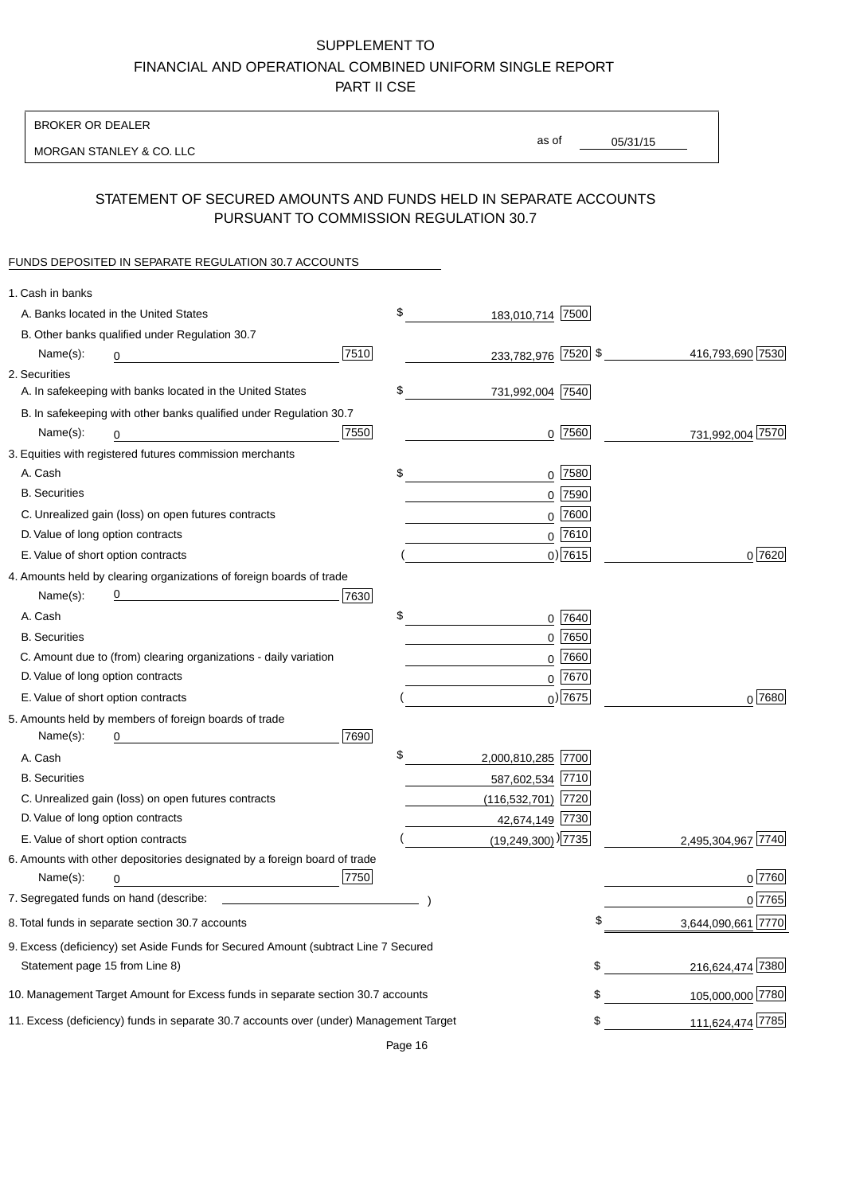# SUPPLEMENT TO
# FINANCIAL AND OPERATIONAL COMBINED UNIFORM SINGLE REPORT
# PART II CSE

BROKER OR DEALER

MORGAN STANLEY & CO. LLC

as of 05/31/15

## STATEMENT OF SECURED AMOUNTS AND FUNDS HELD IN SEPARATE ACCOUNTS PURSUANT TO COMMISSION REGULATION 30.7

FUNDS DEPOSITED IN SEPARATE REGULATION 30.7 ACCOUNTS

| Item | | | Amount | Code | Total | Code |
|---|---|---|---|---|---|---|
| 1. Cash in banks | | | | | | |
| A. Banks located in the United States | | | $ 183,010,714 | 7500 | | |
| B. Other banks qualified under Regulation 30.7 | | | | | | |
| Name(s): | 0 | 7510 | 233,782,976 | 7520 | $ 416,793,690 | 7530 |
| 2. Securities | | | | | | |
| A. In safekeeping with banks located in the United States | | | $ 731,992,004 | 7540 | | |
| B. In safekeeping with other banks qualified under Regulation 30.7 | | | | | | |
| Name(s): | 0 | 7550 | 0 | 7560 | 731,992,004 | 7570 |
| 3. Equities with registered futures commission merchants | | | | | | |
| A. Cash | | | $ 0 | 7580 | | |
| B. Securities | | | 0 | 7590 | | |
| C. Unrealized gain (loss) on open futures contracts | | | 0 | 7600 | | |
| D. Value of long option contracts | | | 0 | 7610 | | |
| E. Value of short option contracts | | | ( 0) | 7615 | 0 | 7620 |
| 4. Amounts held by clearing organizations of foreign boards of trade | | | | | | |
| Name(s): | 0 | 7630 | | | | |
| A. Cash | | | $ 0 | 7640 | | |
| B. Securities | | | 0 | 7650 | | |
| C. Amount due to (from) clearing organizations - daily variation | | | 0 | 7660 | | |
| D. Value of long option contracts | | | 0 | 7670 | | |
| E. Value of short option contracts | | | ( 0) | 7675 | 0 | 7680 |
| 5. Amounts held by members of foreign boards of trade | | | | | | |
| Name(s): | 0 | 7690 | | | | |
| A. Cash | | | $ 2,000,810,285 | 7700 | | |
| B. Securities | | | 587,602,534 | 7710 | | |
| C. Unrealized gain (loss) on open futures contracts | | | (116,532,701) | 7720 | | |
| D. Value of long option contracts | | | 42,674,149 | 7730 | | |
| E. Value of short option contracts | | | ( (19,249,300) ) | 7735 | 2,495,304,967 | 7740 |
| 6. Amounts with other depositories designated by a foreign board of trade | | | | | | |
| Name(s): | 0 | 7750 | | | 0 | 7760 |
| 7. Segregated funds on hand (describe: ) | | | | | 0 | 7765 |
| 8. Total funds in separate section 30.7 accounts | | | | | $ 3,644,090,661 | 7770 |
| 9. Excess (deficiency) set Aside Funds for Secured Amount (subtract Line 7 Secured Statement page 15 from Line 8) | | | | | $ 216,624,474 | 7380 |
| 10. Management Target Amount for Excess funds in separate section 30.7 accounts | | | | | $ 105,000,000 | 7780 |
| 11. Excess (deficiency) funds in separate 30.7 accounts over (under) Management Target | | | | | $ 111,624,474 | 7785 |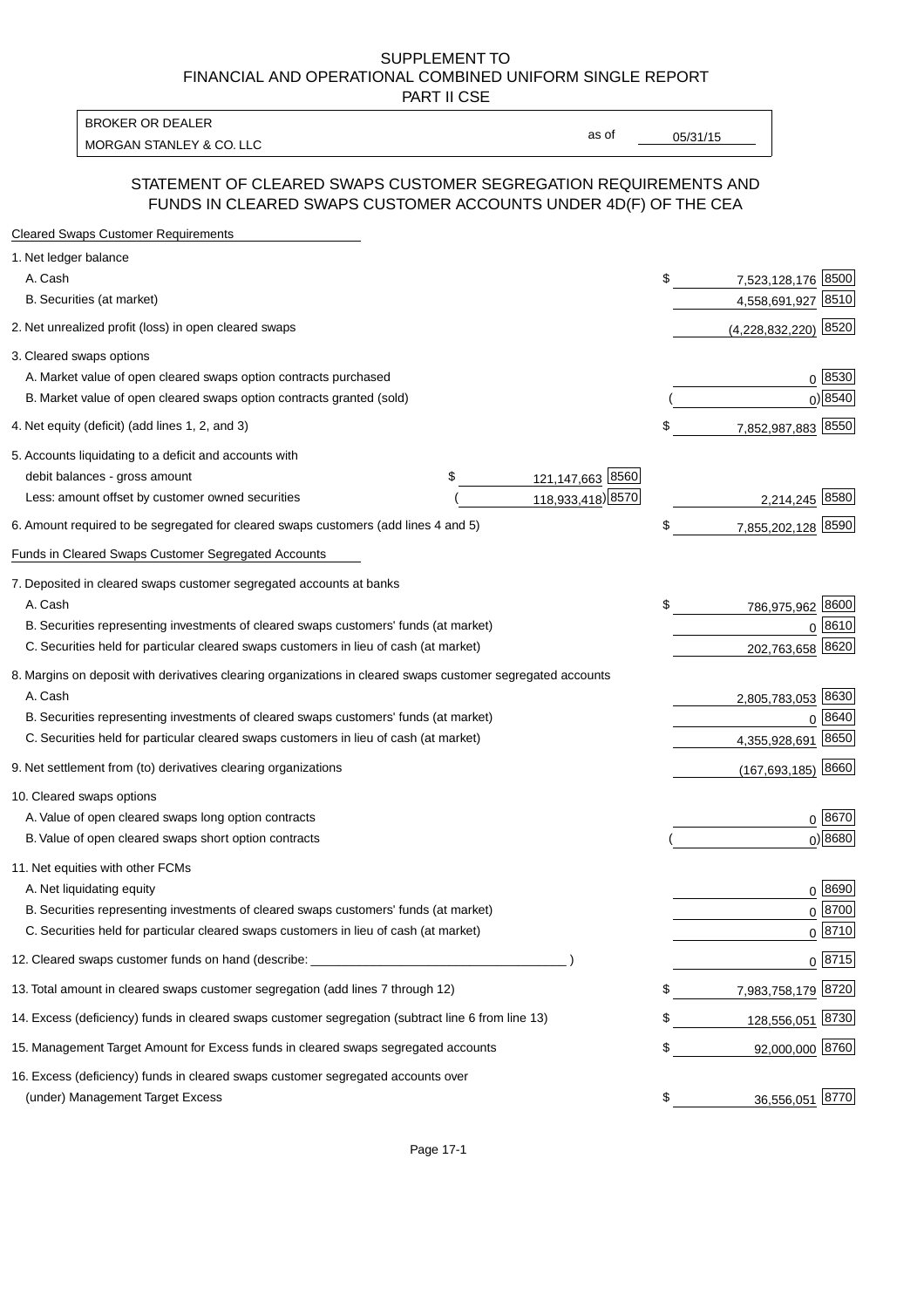SUPPLEMENT TO
FINANCIAL AND OPERATIONAL COMBINED UNIFORM SINGLE REPORT
PART II CSE

| BROKER OR DEALER | | |
|---|---|---|
| MORGAN STANLEY & CO. LLC | as of | 05/31/15 |

## STATEMENT OF CLEARED SWAPS CUSTOMER SEGREGATION REQUIREMENTS AND FUNDS IN CLEARED SWAPS CUSTOMER ACCOUNTS UNDER 4D(F) OF THE CEA

| | | | | |
|---|---|---|---|---|
| **Cleared Swaps Customer Requirements** | | | | |
| 1. Net ledger balance | | | | |
| A. Cash | | | $ 7,523,128,176 | 8500 |
| B. Securities (at market) | | | 4,558,691,927 | 8510 |
| 2. Net unrealized profit (loss) in open cleared swaps | | | (4,228,832,220) | 8520 |
| 3. Cleared swaps options | | | | |
| A. Market value of open cleared swaps option contracts purchased | | | 0 | 8530 |
| B. Market value of open cleared swaps option contracts granted (sold) | | | ( 0) | 8540 |
| 4. Net equity (deficit) (add lines 1, 2, and 3) | | | $ 7,852,987,883 | 8550 |
| 5. Accounts liquidating to a deficit and accounts with debit balances - gross amount | $ 121,147,663 | 8560 | | |
| Less: amount offset by customer owned securities | ( 118,933,418) | 8570 | 2,214,245 | 8580 |
| 6. Amount required to be segregated for cleared swaps customers (add lines 4 and 5) | | | $ 7,855,202,128 | 8590 |
| **Funds in Cleared Swaps Customer Segregated Accounts** | | | | |
| 7. Deposited in cleared swaps customer segregated accounts at banks | | | | |
| A. Cash | | | $ 786,975,962 | 8600 |
| B. Securities representing investments of cleared swaps customers' funds (at market) | | | 0 | 8610 |
| C. Securities held for particular cleared swaps customers in lieu of cash (at market) | | | 202,763,658 | 8620 |
| 8. Margins on deposit with derivatives clearing organizations in cleared swaps customer segregated accounts | | | | |
| A. Cash | | | 2,805,783,053 | 8630 |
| B. Securities representing investments of cleared swaps customers' funds (at market) | | | 0 | 8640 |
| C. Securities held for particular cleared swaps customers in lieu of cash (at market) | | | 4,355,928,691 | 8650 |
| 9. Net settlement from (to) derivatives clearing organizations | | | (167,693,185) | 8660 |
| 10. Cleared swaps options | | | | |
| A. Value of open cleared swaps long option contracts | | | 0 | 8670 |
| B. Value of open cleared swaps short option contracts | | | ( 0) | 8680 |
| 11. Net equities with other FCMs | | | | |
| A. Net liquidating equity | | | 0 | 8690 |
| B. Securities representing investments of cleared swaps customers' funds (at market) | | | 0 | 8700 |
| C. Securities held for particular cleared swaps customers in lieu of cash (at market) | | | 0 | 8710 |
| 12. Cleared swaps customer funds on hand (describe: ____________ ) | | | 0 | 8715 |
| 13. Total amount in cleared swaps customer segregation (add lines 7 through 12) | | | $ 7,983,758,179 | 8720 |
| 14. Excess (deficiency) funds in cleared swaps customer segregation (subtract line 6 from line 13) | | | $ 128,556,051 | 8730 |
| 15. Management Target Amount for Excess funds in cleared swaps segregated accounts | | | $ 92,000,000 | 8760 |
| 16. Excess (deficiency) funds in cleared swaps customer segregated accounts over (under) Management Target Excess | | | $ 36,556,051 | 8770 |